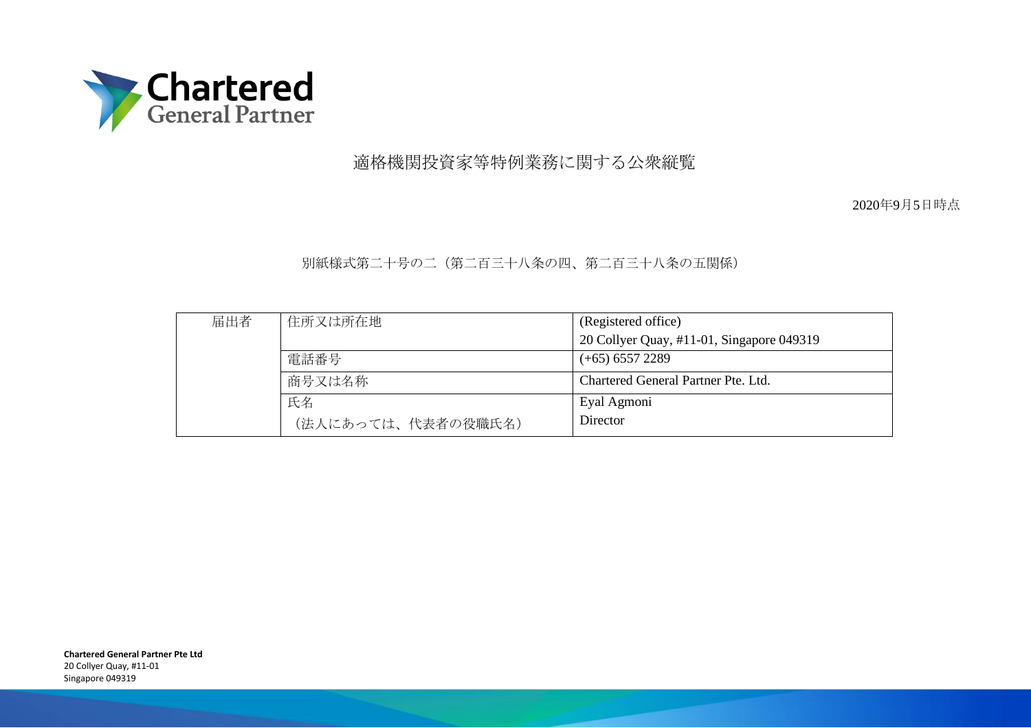Chartered General Partner

# 適格機関投資家等特例業務に関する公衆縦覧

2020年9月5日時点

別紙様式第二十号の二（第二百三十八条の四、第二百三十八条の五関係）

| 届出者 | 住所又は所在地 | (Registered office)<br>20 Collyer Quay, #11-01, Singapore 049319 |
|---|---|---|
| | 電話番号 | (+65) 6557 2289 |
| | 商号又は名称 | Chartered General Partner Pte. Ltd. |
| | 氏名<br>（法人にあっては、代表者の役職氏名） | Eyal Agmoni<br>Director |

**Chartered General Partner Pte Ltd**
20 Collyer Quay, #11-01
Singapore 049319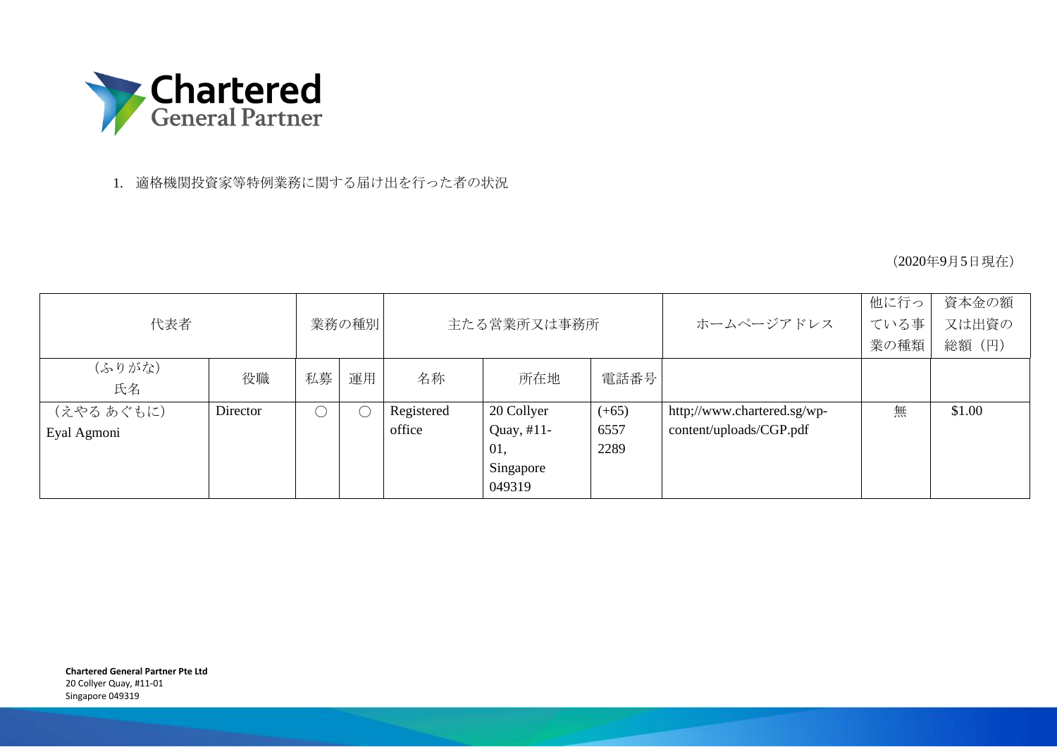1. 適格機関投資家等特例業務に関する届け出を行った者の状況

（2020年9月5日現在）

| 代表者 | | 業務の種別 | | 主たる営業所又は事務所 | | | ホームページアドレス | 他に行っている事業の種類 | 資本金の額又は出資の総額（円） |
|---|---|---|---|---|---|---|---|---|---|
| （ふりがな）<br>氏名 | 役職 | 私募 | 運用 | 名称 | 所在地 | 電話番号 | | | |
| （えやる あぐもに）<br>Eyal Agmoni | Director | ○ | ○ | Registered office | 20 Collyer Quay, #11-01, Singapore 049319 | (+65) 6557 2289 | http;//www.chartered.sg/wp-content/uploads/CGP.pdf | 無 | $1.00 |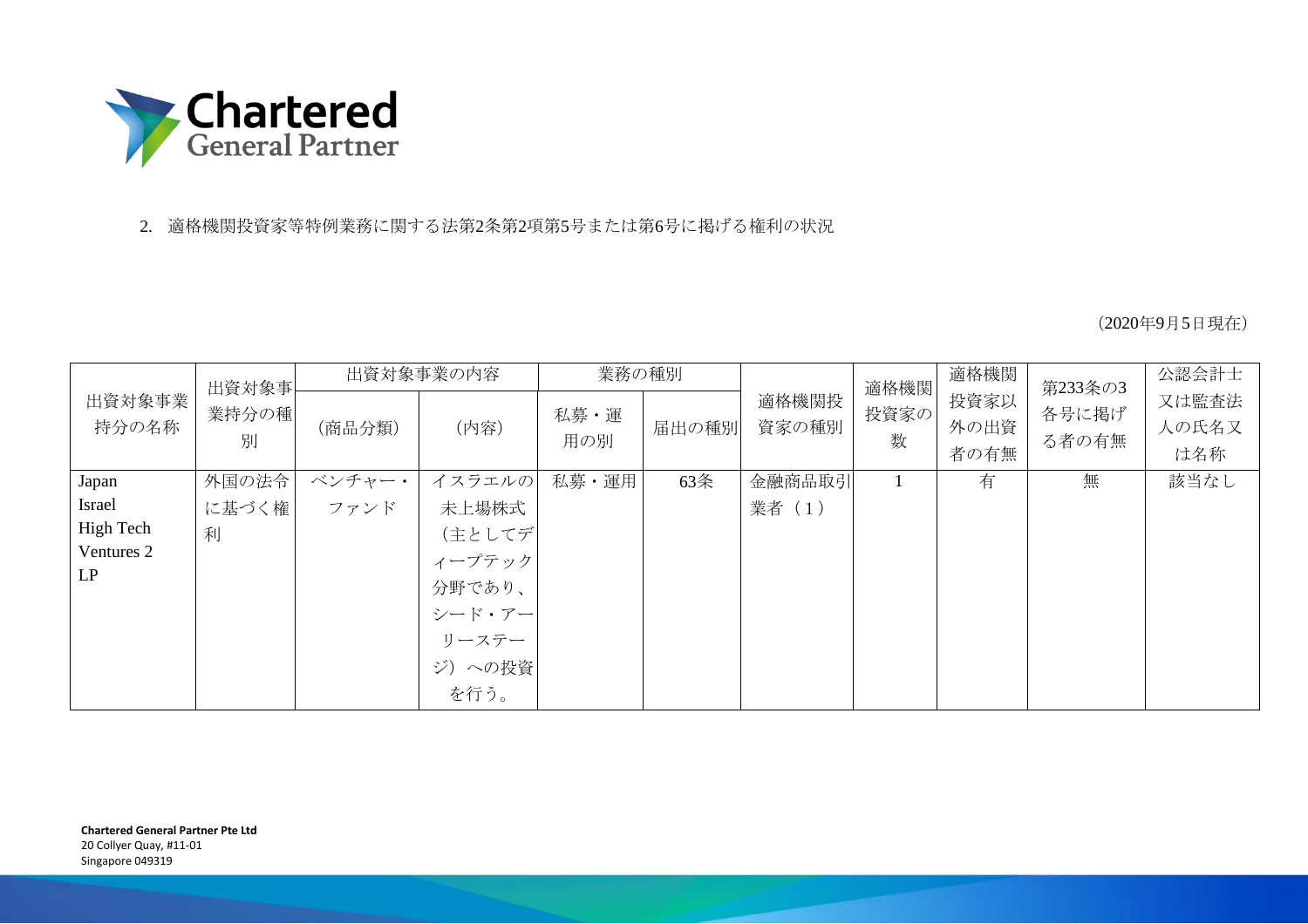2. 適格機関投資家等特例業務に関する法第2条第2項第5号または第6号に掲げる権利の状況

（2020年9月5日現在）

| 出資対象事業持分の名称 | 出資対象事業持分の種別 | 出資対象事業の内容 | | 業務の種別 | | 適格機関投資家の種別 | 適格機関投資家の数 | 適格機関投資家以外の出資者の有無 | 第233条の3各号に掲げる者の有無 | 公認会計士又は監査法人の氏名又は名称 |
|---|---|---|---|---|---|---|---|---|---|---|
| | | （商品分類） | （内容） | 私募・運用の別 | 届出の種別 | | | | | |
| Japan Israel High Tech Ventures 2 LP | 外国の法令に基づく権利 | ベンチャー・ファンド | イスラエルの未上場株式（主としてディープテック分野であり、シード・アーリーステージ）への投資を行う。 | 私募・運用 | 63条 | 金融商品取引業者（1） | 1 | 有 | 無 | 該当なし |

**Chartered General Partner Pte Ltd**
20 Collyer Quay, #11-01
Singapore 049319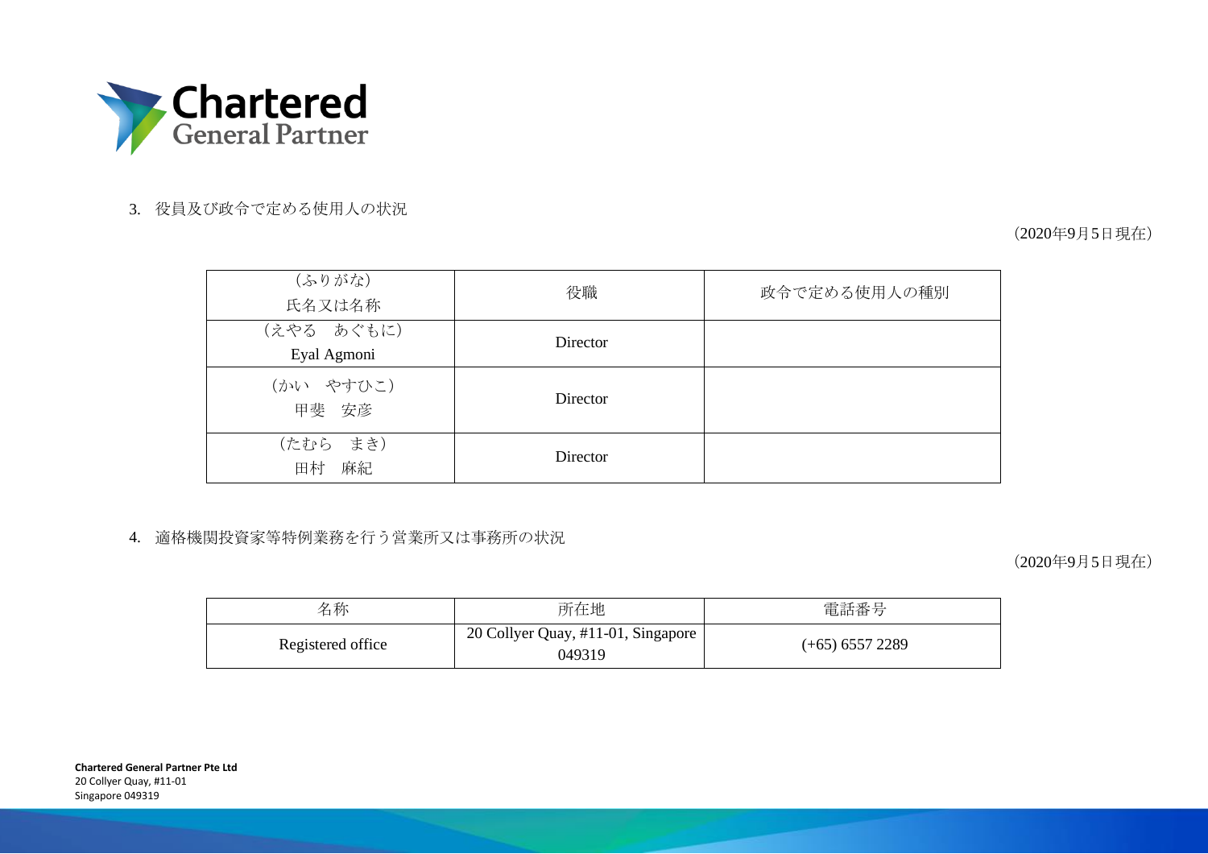3. 役員及び政令で定める使用人の状況

（2020年9月5日現在）

| （ふりがな）<br>氏名又は名称 | 役職 | 政令で定める使用人の種別 |
|---|---|---|
| （えやる　あぐもに）<br>Eyal Agmoni | Director | |
| （かい　やすひこ）<br>甲斐　安彦 | Director | |
| （たむら　まき）<br>田村　麻紀 | Director | |

4. 適格機関投資家等特例業務を行う営業所又は事務所の状況

（2020年9月5日現在）

| 名称 | 所在地 | 電話番号 |
|---|---|---|
| Registered office | 20 Collyer Quay, #11-01, Singapore 049319 | (+65) 6557 2289 |